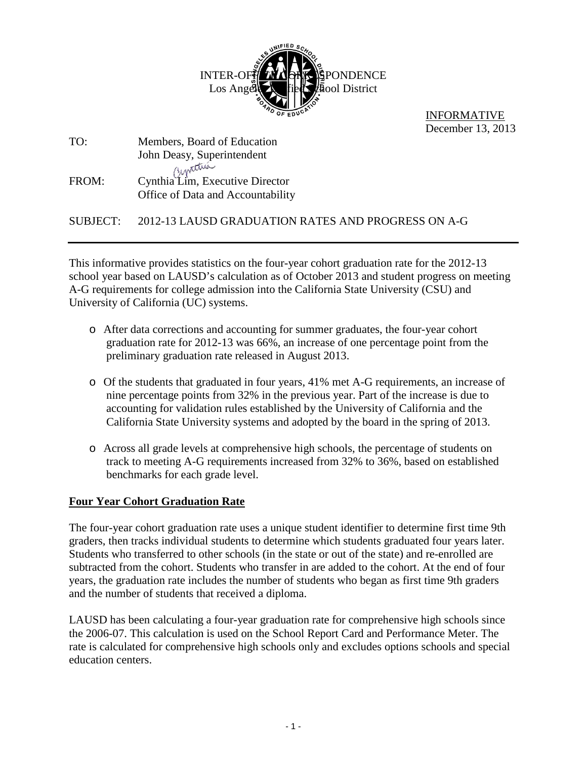INTER-OFFICE CORRESPONDENCE
Los Angeles Unified School District

INFORMATIVE
December 13, 2013

TO: Members, Board of Education
John Deasy, Superintendent

FROM: Cynthia Lim, Executive Director
Office of Data and Accountability

SUBJECT: 2012-13 LAUSD GRADUATION RATES AND PROGRESS ON A-G

---

This informative provides statistics on the four-year cohort graduation rate for the 2012-13 school year based on LAUSD's calculation as of October 2013 and student progress on meeting A-G requirements for college admission into the California State University (CSU) and University of California (UC) systems.

- After data corrections and accounting for summer graduates, the four-year cohort graduation rate for 2012-13 was 66%, an increase of one percentage point from the preliminary graduation rate released in August 2013.

- Of the students that graduated in four years, 41% met A-G requirements, an increase of nine percentage points from 32% in the previous year. Part of the increase is due to accounting for validation rules established by the University of California and the California State University systems and adopted by the board in the spring of 2013.

- Across all grade levels at comprehensive high schools, the percentage of students on track to meeting A-G requirements increased from 32% to 36%, based on established benchmarks for each grade level.

## Four Year Cohort Graduation Rate

The four-year cohort graduation rate uses a unique student identifier to determine first time 9th graders, then tracks individual students to determine which students graduated four years later. Students who transferred to other schools (in the state or out of the state) and re-enrolled are subtracted from the cohort. Students who transfer in are added to the cohort. At the end of four years, the graduation rate includes the number of students who began as first time 9th graders and the number of students that received a diploma.

LAUSD has been calculating a four-year graduation rate for comprehensive high schools since the 2006-07. This calculation is used on the School Report Card and Performance Meter. The rate is calculated for comprehensive high schools only and excludes options schools and special education centers.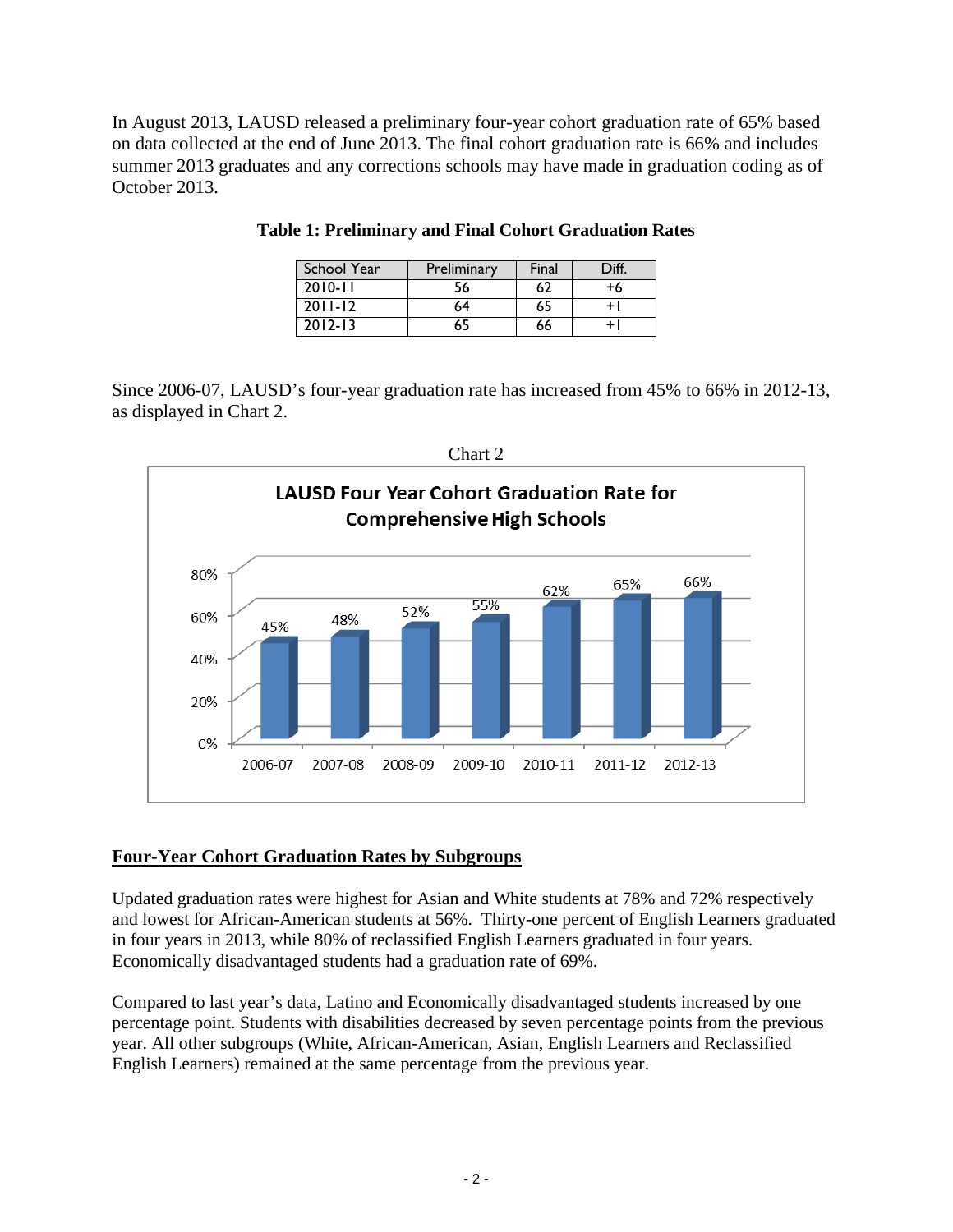In August 2013, LAUSD released a preliminary four-year cohort graduation rate of 65% based on data collected at the end of June 2013. The final cohort graduation rate is 66% and includes summer 2013 graduates and any corrections schools may have made in graduation coding as of October 2013.

**Table 1: Preliminary and Final Cohort Graduation Rates**

| School Year | Preliminary | Final | Diff. |
|---|---|---|---|
| 2010-11 | 56 | 62 | +6 |
| 2011-12 | 64 | 65 | +1 |
| 2012-13 | 65 | 66 | +1 |

Since 2006-07, LAUSD's four-year graduation rate has increased from 45% to 66% in 2012-13, as displayed in Chart 2.

Chart 2

**LAUSD Four Year Cohort Graduation Rate for Comprehensive High Schools**

| School Year | Graduation Rate |
|---|---|
| 2006-07 | 45% |
| 2007-08 | 48% |
| 2008-09 | 52% |
| 2009-10 | 55% |
| 2010-11 | 62% |
| 2011-12 | 65% |
| 2012-13 | 66% |

## Four-Year Cohort Graduation Rates by Subgroups

Updated graduation rates were highest for Asian and White students at 78% and 72% respectively and lowest for African-American students at 56%. Thirty-one percent of English Learners graduated in four years in 2013, while 80% of reclassified English Learners graduated in four years. Economically disadvantaged students had a graduation rate of 69%.

Compared to last year's data, Latino and Economically disadvantaged students increased by one percentage point. Students with disabilities decreased by seven percentage points from the previous year. All other subgroups (White, African-American, Asian, English Learners and Reclassified English Learners) remained at the same percentage from the previous year.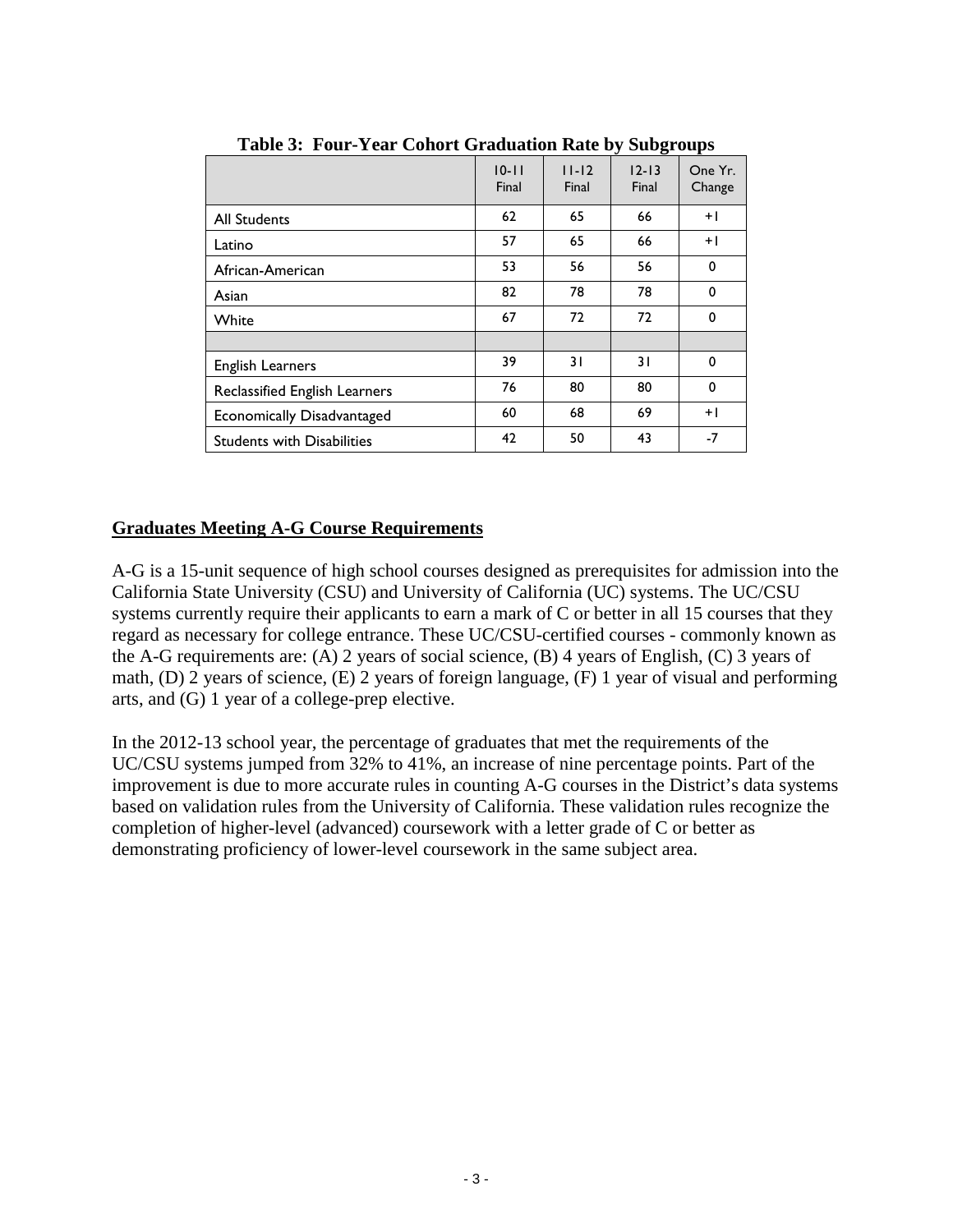**Table 3: Four-Year Cohort Graduation Rate by Subgroups**

| | 10-11 Final | 11-12 Final | 12-13 Final | One Yr. Change |
|---|---|---|---|---|
| All Students | 62 | 65 | 66 | +1 |
| Latino | 57 | 65 | 66 | +1 |
| African-American | 53 | 56 | 56 | 0 |
| Asian | 82 | 78 | 78 | 0 |
| White | 67 | 72 | 72 | 0 |
| | | | | |
| English Learners | 39 | 31 | 31 | 0 |
| Reclassified English Learners | 76 | 80 | 80 | 0 |
| Economically Disadvantaged | 60 | 68 | 69 | +1 |
| Students with Disabilities | 42 | 50 | 43 | -7 |

## Graduates Meeting A-G Course Requirements

A-G is a 15-unit sequence of high school courses designed as prerequisites for admission into the California State University (CSU) and University of California (UC) systems. The UC/CSU systems currently require their applicants to earn a mark of C or better in all 15 courses that they regard as necessary for college entrance. These UC/CSU-certified courses - commonly known as the A-G requirements are: (A) 2 years of social science, (B) 4 years of English, (C) 3 years of math, (D) 2 years of science, (E) 2 years of foreign language, (F) 1 year of visual and performing arts, and (G) 1 year of a college-prep elective.

In the 2012-13 school year, the percentage of graduates that met the requirements of the UC/CSU systems jumped from 32% to 41%, an increase of nine percentage points. Part of the improvement is due to more accurate rules in counting A-G courses in the District's data systems based on validation rules from the University of California. These validation rules recognize the completion of higher-level (advanced) coursework with a letter grade of C or better as demonstrating proficiency of lower-level coursework in the same subject area.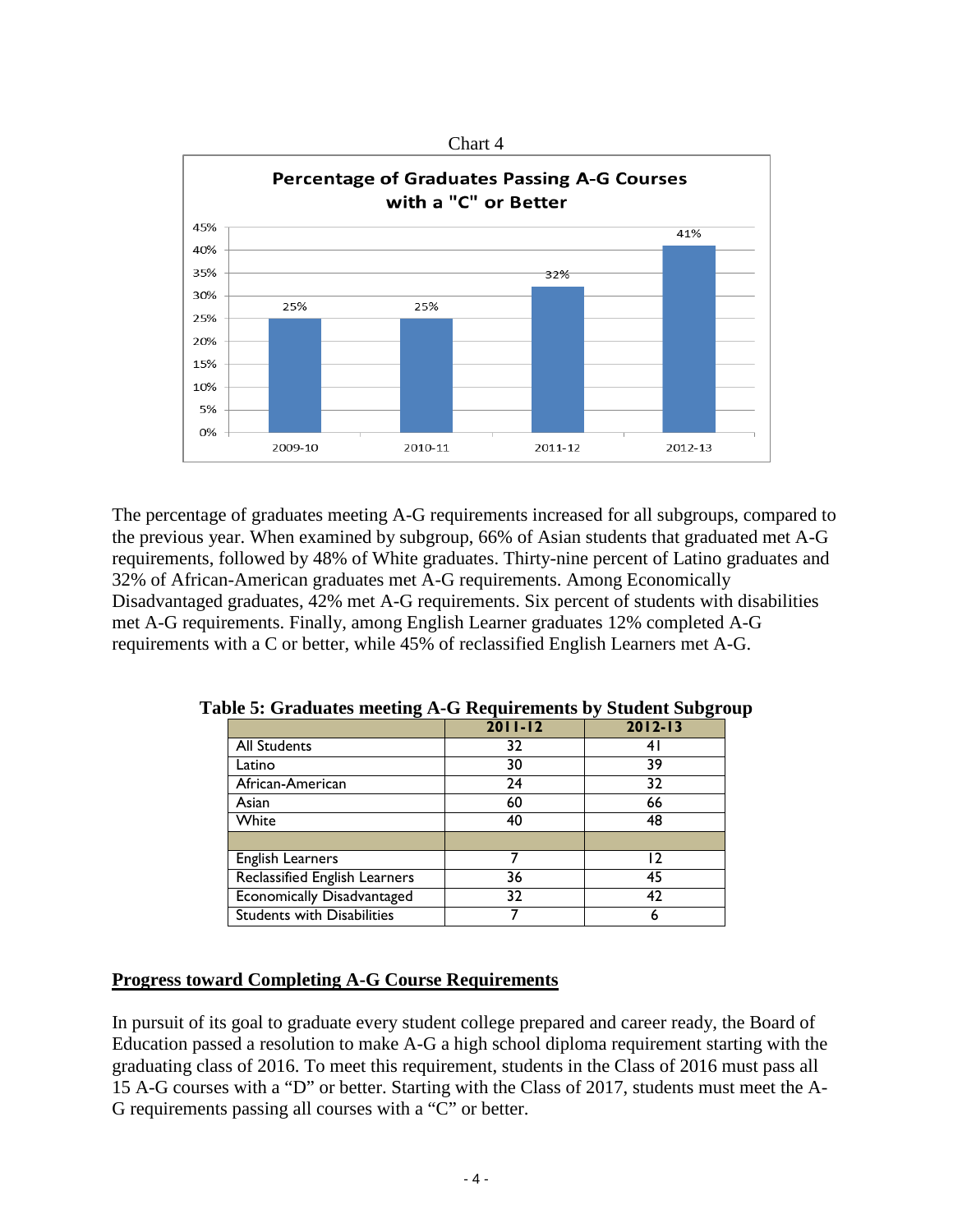Chart 4

**Percentage of Graduates Passing A-G Courses with a "C" or Better**

| 2009-10 | 2010-11 | 2011-12 | 2012-13 |
| --- | --- | --- | --- |
| 25% | 25% | 32% | 41% |

The percentage of graduates meeting A-G requirements increased for all subgroups, compared to the previous year. When examined by subgroup, 66% of Asian students that graduated met A-G requirements, followed by 48% of White graduates. Thirty-nine percent of Latino graduates and 32% of African-American graduates met A-G requirements. Among Economically Disadvantaged graduates, 42% met A-G requirements. Six percent of students with disabilities met A-G requirements. Finally, among English Learner graduates 12% completed A-G requirements with a C or better, while 45% of reclassified English Learners met A-G.

**Table 5: Graduates meeting A-G Requirements by Student Subgroup**

| | 2011-12 | 2012-13 |
| --- | --- | --- |
| All Students | 32 | 41 |
| Latino | 30 | 39 |
| African-American | 24 | 32 |
| Asian | 60 | 66 |
| White | 40 | 48 |
| | | |
| English Learners | 7 | 12 |
| Reclassified English Learners | 36 | 45 |
| Economically Disadvantaged | 32 | 42 |
| Students with Disabilities | 7 | 6 |

## Progress toward Completing A-G Course Requirements

In pursuit of its goal to graduate every student college prepared and career ready, the Board of Education passed a resolution to make A-G a high school diploma requirement starting with the graduating class of 2016. To meet this requirement, students in the Class of 2016 must pass all 15 A-G courses with a "D" or better. Starting with the Class of 2017, students must meet the A-G requirements passing all courses with a "C" or better.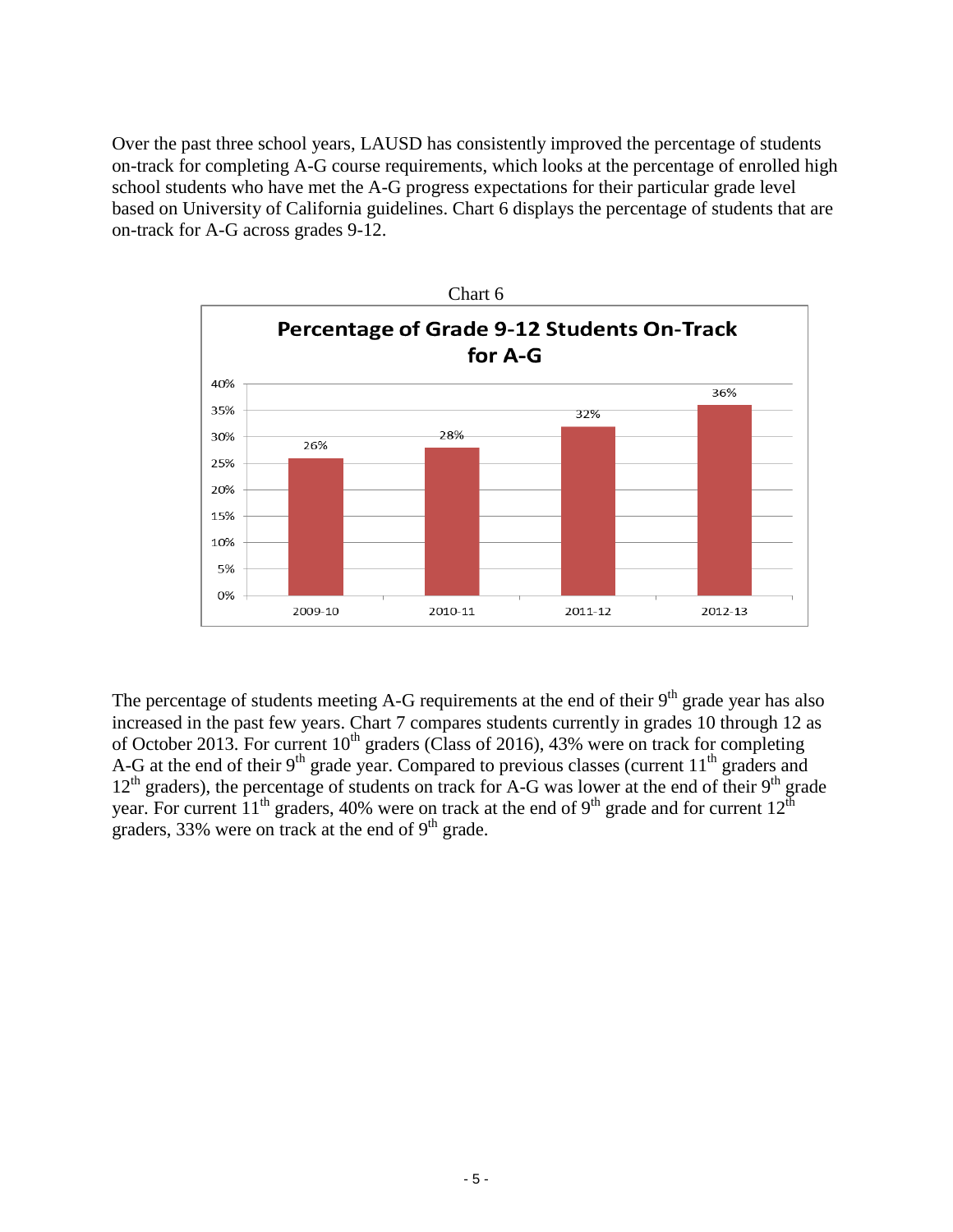Over the past three school years, LAUSD has consistently improved the percentage of students on-track for completing A-G course requirements, which looks at the percentage of enrolled high school students who have met the A-G progress expectations for their particular grade level based on University of California guidelines. Chart 6 displays the percentage of students that are on-track for A-G across grades 9-12.

Chart 6

**Percentage of Grade 9-12 Students On-Track for A-G**

| School Year | Percentage On-Track |
| --- | --- |
| 2009-10 | 26% |
| 2010-11 | 28% |
| 2011-12 | 32% |
| 2012-13 | 36% |

The percentage of students meeting A-G requirements at the end of their 9th grade year has also increased in the past few years. Chart 7 compares students currently in grades 10 through 12 as of October 2013. For current 10th graders (Class of 2016), 43% were on track for completing A-G at the end of their 9th grade year. Compared to previous classes (current 11th graders and 12th graders), the percentage of students on track for A-G was lower at the end of their 9th grade year. For current 11th graders, 40% were on track at the end of 9th grade and for current 12th graders, 33% were on track at the end of 9th grade.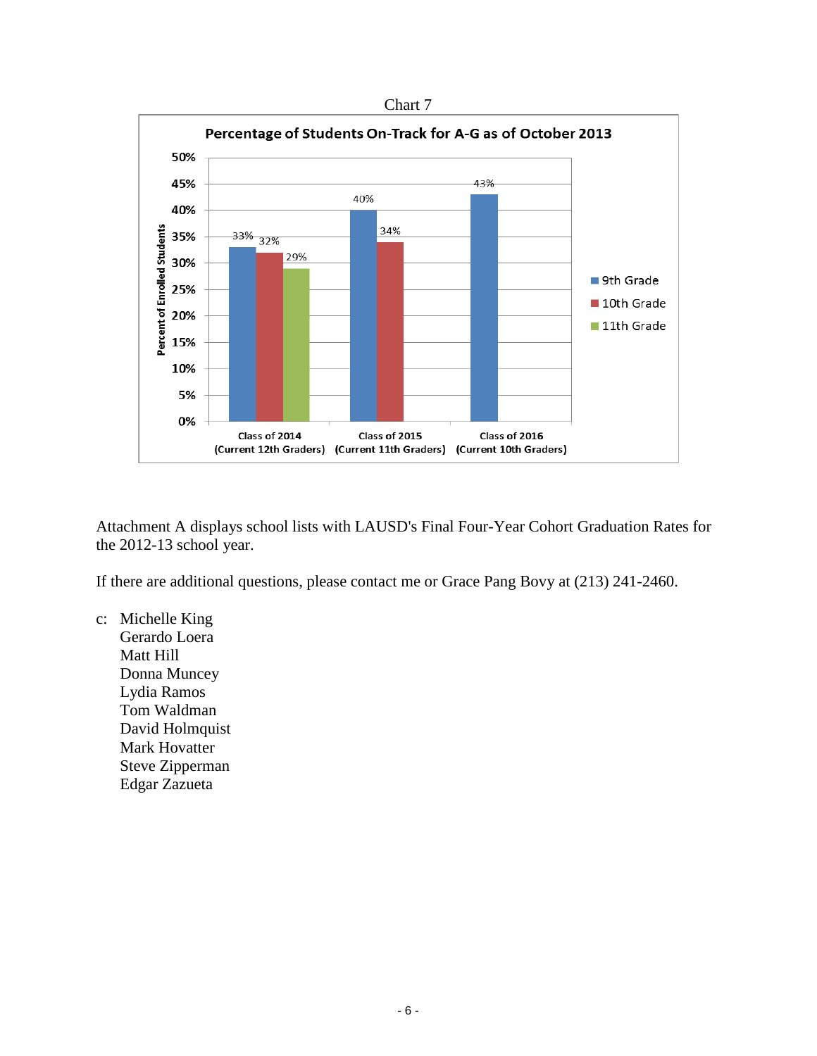Chart 7

Percentage of Students On-Track for A-G as of October 2013

50%
45%
40%
35%
30%
25%
20%
15%
10%
5%
0%

Percent of Enrolled Students

33% 32% 29%
40% 34%
43%

Class of 2014 (Current 12th Graders)
Class of 2015 (Current 11th Graders)
Class of 2016 (Current 10th Graders)

9th Grade
10th Grade
11th Grade

Attachment A displays school lists with LAUSD's Final Four-Year Cohort Graduation Rates for the 2012-13 school year.

If there are additional questions, please contact me or Grace Pang Bovy at (213) 241-2460.

c: Michelle King
   Gerardo Loera
   Matt Hill
   Donna Muncey
   Lydia Ramos
   Tom Waldman
   David Holmquist
   Mark Hovatter
   Steve Zipperman
   Edgar Zazueta